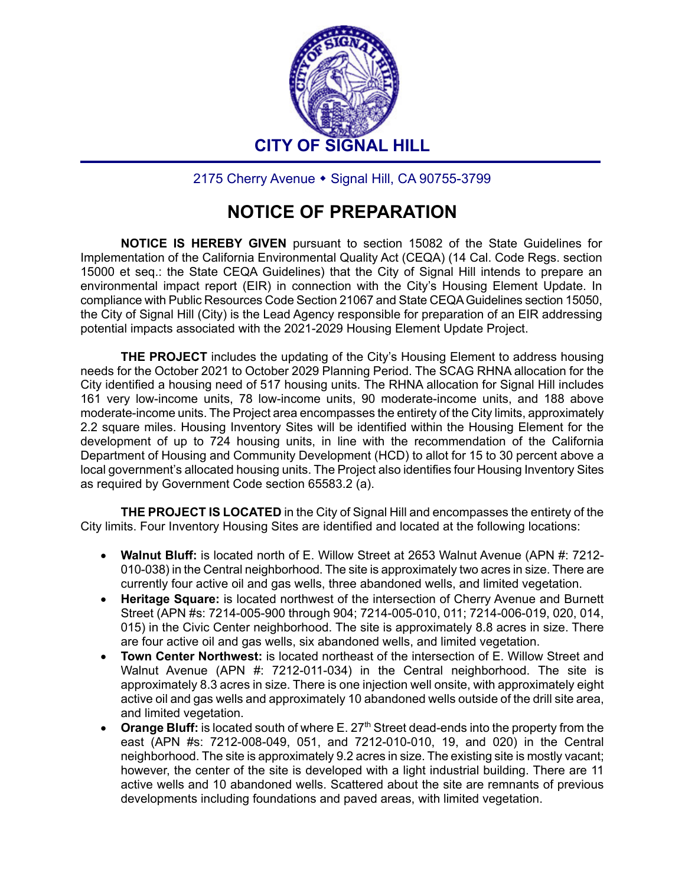# CITY OF SIGNAL HILL

2175 Cherry Avenue ◆ Signal Hill, CA 90755-3799

## NOTICE OF PREPARATION

**NOTICE IS HEREBY GIVEN** pursuant to section 15082 of the State Guidelines for Implementation of the California Environmental Quality Act (CEQA) (14 Cal. Code Regs. section 15000 et seq.: the State CEQA Guidelines) that the City of Signal Hill intends to prepare an environmental impact report (EIR) in connection with the City's Housing Element Update. In compliance with Public Resources Code Section 21067 and State CEQA Guidelines section 15050, the City of Signal Hill (City) is the Lead Agency responsible for preparation of an EIR addressing potential impacts associated with the 2021-2029 Housing Element Update Project.

**THE PROJECT** includes the updating of the City's Housing Element to address housing needs for the October 2021 to October 2029 Planning Period. The SCAG RHNA allocation for the City identified a housing need of 517 housing units. The RHNA allocation for Signal Hill includes 161 very low-income units, 78 low-income units, 90 moderate-income units, and 188 above moderate-income units. The Project area encompasses the entirety of the City limits, approximately 2.2 square miles. Housing Inventory Sites will be identified within the Housing Element for the development of up to 724 housing units, in line with the recommendation of the California Department of Housing and Community Development (HCD) to allot for 15 to 30 percent above a local government's allocated housing units. The Project also identifies four Housing Inventory Sites as required by Government Code section 65583.2 (a).

**THE PROJECT IS LOCATED** in the City of Signal Hill and encompasses the entirety of the City limits. Four Inventory Housing Sites are identified and located at the following locations:

- **Walnut Bluff:** is located north of E. Willow Street at 2653 Walnut Avenue (APN #: 7212-010-038) in the Central neighborhood. The site is approximately two acres in size. There are currently four active oil and gas wells, three abandoned wells, and limited vegetation.
- **Heritage Square:** is located northwest of the intersection of Cherry Avenue and Burnett Street (APN #s: 7214-005-900 through 904; 7214-005-010, 011; 7214-006-019, 020, 014, 015) in the Civic Center neighborhood. The site is approximately 8.8 acres in size. There are four active oil and gas wells, six abandoned wells, and limited vegetation.
- **Town Center Northwest:** is located northeast of the intersection of E. Willow Street and Walnut Avenue (APN #: 7212-011-034) in the Central neighborhood. The site is approximately 8.3 acres in size. There is one injection well onsite, with approximately eight active oil and gas wells and approximately 10 abandoned wells outside of the drill site area, and limited vegetation.
- **Orange Bluff:** is located south of where E. 27th Street dead-ends into the property from the east (APN #s: 7212-008-049, 051, and 7212-010-010, 19, and 020) in the Central neighborhood. The site is approximately 9.2 acres in size. The existing site is mostly vacant; however, the center of the site is developed with a light industrial building. There are 11 active wells and 10 abandoned wells. Scattered about the site are remnants of previous developments including foundations and paved areas, with limited vegetation.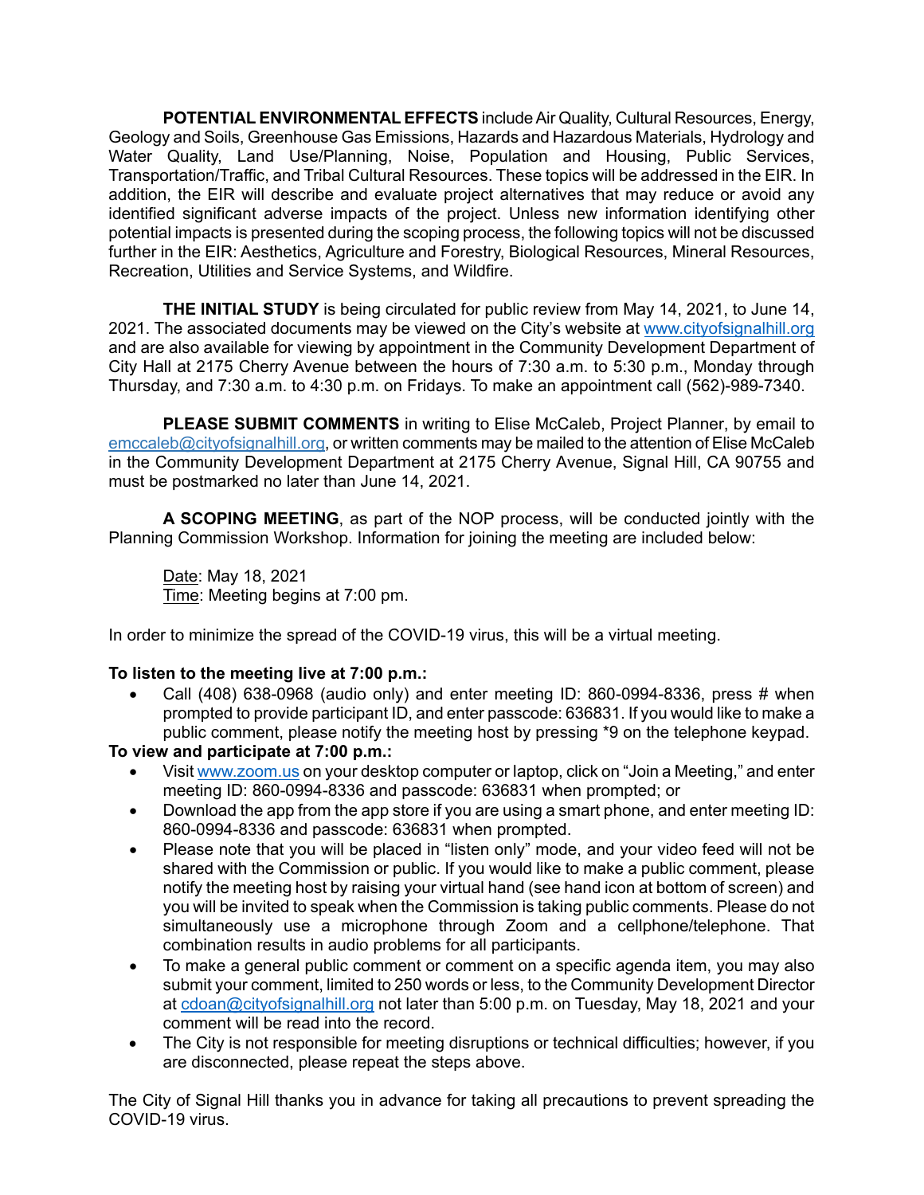**POTENTIAL ENVIRONMENTAL EFFECTS** include Air Quality, Cultural Resources, Energy, Geology and Soils, Greenhouse Gas Emissions, Hazards and Hazardous Materials, Hydrology and Water Quality, Land Use/Planning, Noise, Population and Housing, Public Services, Transportation/Traffic, and Tribal Cultural Resources. These topics will be addressed in the EIR. In addition, the EIR will describe and evaluate project alternatives that may reduce or avoid any identified significant adverse impacts of the project. Unless new information identifying other potential impacts is presented during the scoping process, the following topics will not be discussed further in the EIR: Aesthetics, Agriculture and Forestry, Biological Resources, Mineral Resources, Recreation, Utilities and Service Systems, and Wildfire.

**THE INITIAL STUDY** is being circulated for public review from May 14, 2021, to June 14, 2021. The associated documents may be viewed on the City's website at www.cityofsignalhill.org and are also available for viewing by appointment in the Community Development Department of City Hall at 2175 Cherry Avenue between the hours of 7:30 a.m. to 5:30 p.m., Monday through Thursday, and 7:30 a.m. to 4:30 p.m. on Fridays. To make an appointment call (562)-989-7340.

**PLEASE SUBMIT COMMENTS** in writing to Elise McCaleb, Project Planner, by email to emccaleb@cityofsignalhill.org, or written comments may be mailed to the attention of Elise McCaleb in the Community Development Department at 2175 Cherry Avenue, Signal Hill, CA 90755 and must be postmarked no later than June 14, 2021.

**A SCOPING MEETING**, as part of the NOP process, will be conducted jointly with the Planning Commission Workshop. Information for joining the meeting are included below:

Date: May 18, 2021
Time: Meeting begins at 7:00 pm.

In order to minimize the spread of the COVID-19 virus, this will be a virtual meeting.

**To listen to the meeting live at 7:00 p.m.:**

- Call (408) 638-0968 (audio only) and enter meeting ID: 860-0994-8336, press # when prompted to provide participant ID, and enter passcode: 636831. If you would like to make a public comment, please notify the meeting host by pressing *9 on the telephone keypad.

**To view and participate at 7:00 p.m.:**

- Visit www.zoom.us on your desktop computer or laptop, click on "Join a Meeting," and enter meeting ID: 860-0994-8336 and passcode: 636831 when prompted; or
- Download the app from the app store if you are using a smart phone, and enter meeting ID: 860-0994-8336 and passcode: 636831 when prompted.
- Please note that you will be placed in "listen only" mode, and your video feed will not be shared with the Commission or public. If you would like to make a public comment, please notify the meeting host by raising your virtual hand (see hand icon at bottom of screen) and you will be invited to speak when the Commission is taking public comments. Please do not simultaneously use a microphone through Zoom and a cellphone/telephone. That combination results in audio problems for all participants.
- To make a general public comment or comment on a specific agenda item, you may also submit your comment, limited to 250 words or less, to the Community Development Director at cdoan@cityofsignalhill.org not later than 5:00 p.m. on Tuesday, May 18, 2021 and your comment will be read into the record.
- The City is not responsible for meeting disruptions or technical difficulties; however, if you are disconnected, please repeat the steps above.

The City of Signal Hill thanks you in advance for taking all precautions to prevent spreading the COVID-19 virus.